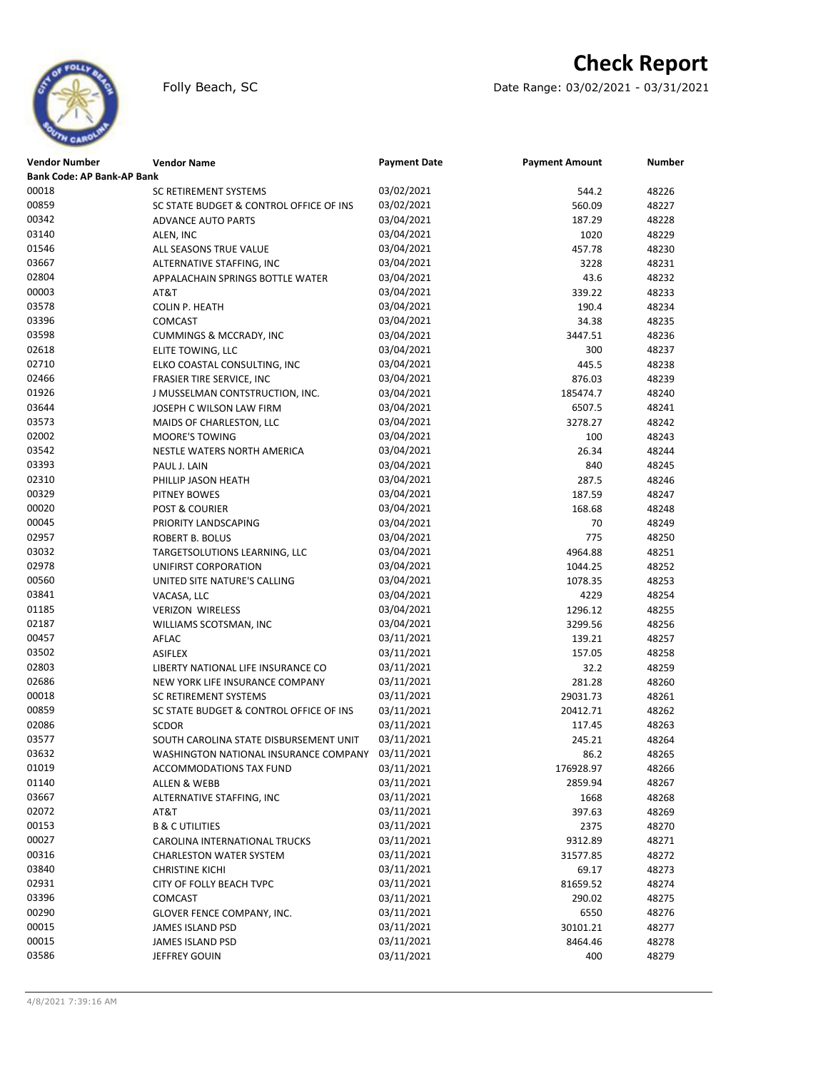# Check Report

Folly Beach, SC

Date Range: 03/02/2021 - 03/31/2021

| Vendor Number | Vendor Name | Payment Date | Payment Amount | Number |
|---|---|---|---|---|
| **Bank Code: AP Bank-AP Bank** | | | | |
| 00018 | SC RETIREMENT SYSTEMS | 03/02/2021 | 544.2 | 48226 |
| 00859 | SC STATE BUDGET & CONTROL OFFICE OF INS | 03/02/2021 | 560.09 | 48227 |
| 00342 | ADVANCE AUTO PARTS | 03/04/2021 | 187.29 | 48228 |
| 03140 | ALEN, INC | 03/04/2021 | 1020 | 48229 |
| 01546 | ALL SEASONS TRUE VALUE | 03/04/2021 | 457.78 | 48230 |
| 03667 | ALTERNATIVE STAFFING, INC | 03/04/2021 | 3228 | 48231 |
| 02804 | APPALACHAIN SPRINGS BOTTLE WATER | 03/04/2021 | 43.6 | 48232 |
| 00003 | AT&T | 03/04/2021 | 339.22 | 48233 |
| 03578 | COLIN P. HEATH | 03/04/2021 | 190.4 | 48234 |
| 03396 | COMCAST | 03/04/2021 | 34.38 | 48235 |
| 03598 | CUMMINGS & MCCRADY, INC | 03/04/2021 | 3447.51 | 48236 |
| 02618 | ELITE TOWING, LLC | 03/04/2021 | 300 | 48237 |
| 02710 | ELKO COASTAL CONSULTING, INC | 03/04/2021 | 445.5 | 48238 |
| 02466 | FRASIER TIRE SERVICE, INC | 03/04/2021 | 876.03 | 48239 |
| 01926 | J MUSSELMAN CONTSTRUCTION, INC. | 03/04/2021 | 185474.7 | 48240 |
| 03644 | JOSEPH C WILSON LAW FIRM | 03/04/2021 | 6507.5 | 48241 |
| 03573 | MAIDS OF CHARLESTON, LLC | 03/04/2021 | 3278.27 | 48242 |
| 02002 | MOORE'S TOWING | 03/04/2021 | 100 | 48243 |
| 03542 | NESTLE WATERS NORTH AMERICA | 03/04/2021 | 26.34 | 48244 |
| 03393 | PAUL J. LAIN | 03/04/2021 | 840 | 48245 |
| 02310 | PHILLIP JASON HEATH | 03/04/2021 | 287.5 | 48246 |
| 00329 | PITNEY BOWES | 03/04/2021 | 187.59 | 48247 |
| 00020 | POST & COURIER | 03/04/2021 | 168.68 | 48248 |
| 00045 | PRIORITY LANDSCAPING | 03/04/2021 | 70 | 48249 |
| 02957 | ROBERT B. BOLUS | 03/04/2021 | 775 | 48250 |
| 03032 | TARGETSOLUTIONS LEARNING, LLC | 03/04/2021 | 4964.88 | 48251 |
| 02978 | UNIFIRST CORPORATION | 03/04/2021 | 1044.25 | 48252 |
| 00560 | UNITED SITE NATURE'S CALLING | 03/04/2021 | 1078.35 | 48253 |
| 03841 | VACASA, LLC | 03/04/2021 | 4229 | 48254 |
| 01185 | VERIZON WIRELESS | 03/04/2021 | 1296.12 | 48255 |
| 02187 | WILLIAMS SCOTSMAN, INC | 03/04/2021 | 3299.56 | 48256 |
| 00457 | AFLAC | 03/11/2021 | 139.21 | 48257 |
| 03502 | ASIFLEX | 03/11/2021 | 157.05 | 48258 |
| 02803 | LIBERTY NATIONAL LIFE INSURANCE CO | 03/11/2021 | 32.2 | 48259 |
| 02686 | NEW YORK LIFE INSURANCE COMPANY | 03/11/2021 | 281.28 | 48260 |
| 00018 | SC RETIREMENT SYSTEMS | 03/11/2021 | 29031.73 | 48261 |
| 00859 | SC STATE BUDGET & CONTROL OFFICE OF INS | 03/11/2021 | 20412.71 | 48262 |
| 02086 | SCDOR | 03/11/2021 | 117.45 | 48263 |
| 03577 | SOUTH CAROLINA STATE DISBURSEMENT UNIT | 03/11/2021 | 245.21 | 48264 |
| 03632 | WASHINGTON NATIONAL INSURANCE COMPANY | 03/11/2021 | 86.2 | 48265 |
| 01019 | ACCOMMODATIONS TAX FUND | 03/11/2021 | 176928.97 | 48266 |
| 01140 | ALLEN & WEBB | 03/11/2021 | 2859.94 | 48267 |
| 03667 | ALTERNATIVE STAFFING, INC | 03/11/2021 | 1668 | 48268 |
| 02072 | AT&T | 03/11/2021 | 397.63 | 48269 |
| 00153 | B & C UTILITIES | 03/11/2021 | 2375 | 48270 |
| 00027 | CAROLINA INTERNATIONAL TRUCKS | 03/11/2021 | 9312.89 | 48271 |
| 00316 | CHARLESTON WATER SYSTEM | 03/11/2021 | 31577.85 | 48272 |
| 03840 | CHRISTINE KICHI | 03/11/2021 | 69.17 | 48273 |
| 02931 | CITY OF FOLLY BEACH TVPC | 03/11/2021 | 81659.52 | 48274 |
| 03396 | COMCAST | 03/11/2021 | 290.02 | 48275 |
| 00290 | GLOVER FENCE COMPANY, INC. | 03/11/2021 | 6550 | 48276 |
| 00015 | JAMES ISLAND PSD | 03/11/2021 | 30101.21 | 48277 |
| 00015 | JAMES ISLAND PSD | 03/11/2021 | 8464.46 | 48278 |
| 03586 | JEFFREY GOUIN | 03/11/2021 | 400 | 48279 |

4/8/2021 7:39:16 AM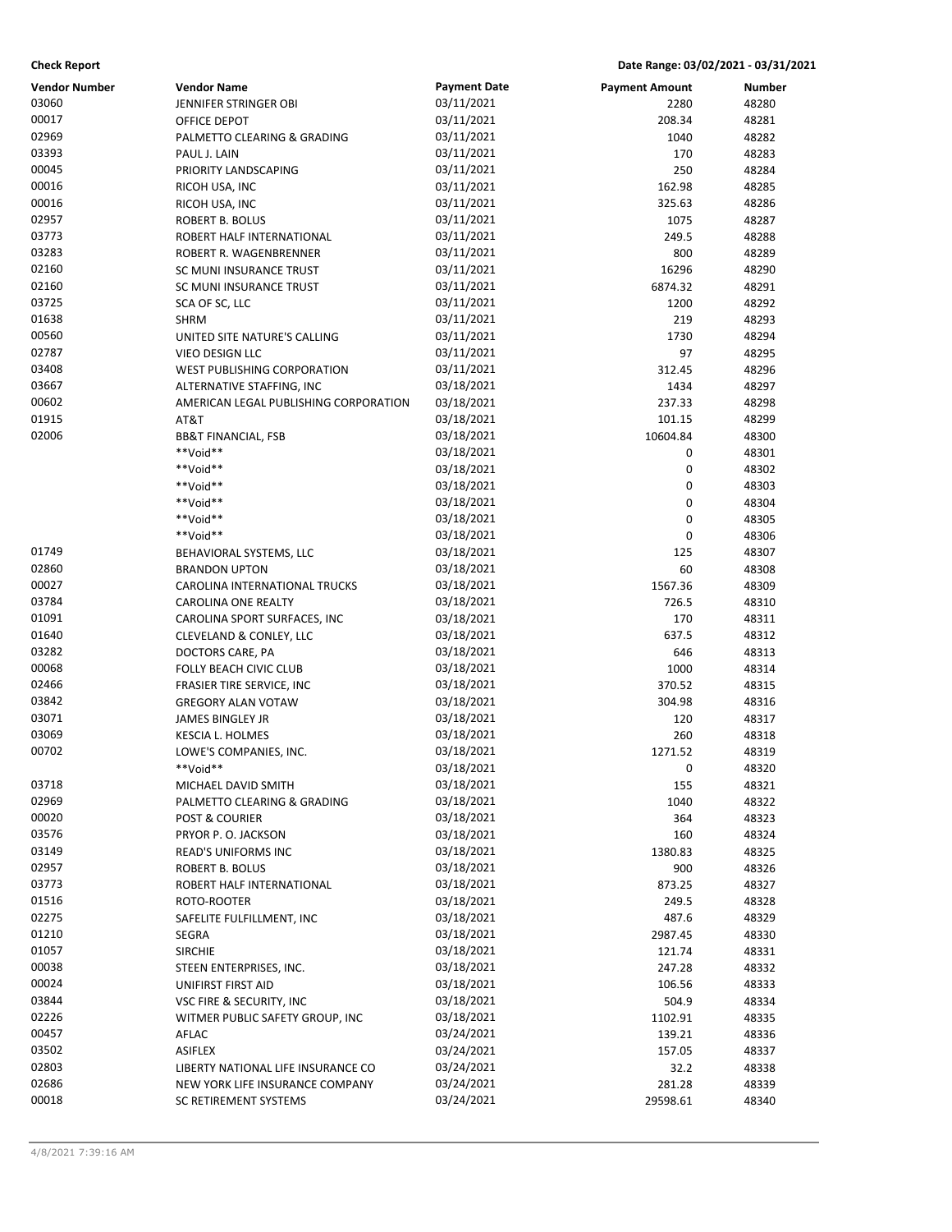**Check Report** | **Date Range: 03/02/2021 - 03/31/2021**

| Vendor Number | Vendor Name | Payment Date | Payment Amount | Number |
|---|---|---|---|---|
| 03060 | JENNIFER STRINGER OBI | 03/11/2021 | 2280 | 48280 |
| 00017 | OFFICE DEPOT | 03/11/2021 | 208.34 | 48281 |
| 02969 | PALMETTO CLEARING & GRADING | 03/11/2021 | 1040 | 48282 |
| 03393 | PAUL J. LAIN | 03/11/2021 | 170 | 48283 |
| 00045 | PRIORITY LANDSCAPING | 03/11/2021 | 250 | 48284 |
| 00016 | RICOH USA, INC | 03/11/2021 | 162.98 | 48285 |
| 00016 | RICOH USA, INC | 03/11/2021 | 325.63 | 48286 |
| 02957 | ROBERT B. BOLUS | 03/11/2021 | 1075 | 48287 |
| 03773 | ROBERT HALF INTERNATIONAL | 03/11/2021 | 249.5 | 48288 |
| 03283 | ROBERT R. WAGENBRENNER | 03/11/2021 | 800 | 48289 |
| 02160 | SC MUNI INSURANCE TRUST | 03/11/2021 | 16296 | 48290 |
| 02160 | SC MUNI INSURANCE TRUST | 03/11/2021 | 6874.32 | 48291 |
| 03725 | SCA OF SC, LLC | 03/11/2021 | 1200 | 48292 |
| 01638 | SHRM | 03/11/2021 | 219 | 48293 |
| 00560 | UNITED SITE NATURE'S CALLING | 03/11/2021 | 1730 | 48294 |
| 02787 | VIEO DESIGN LLC | 03/11/2021 | 97 | 48295 |
| 03408 | WEST PUBLISHING CORPORATION | 03/11/2021 | 312.45 | 48296 |
| 03667 | ALTERNATIVE STAFFING, INC | 03/18/2021 | 1434 | 48297 |
| 00602 | AMERICAN LEGAL PUBLISHING CORPORATION | 03/18/2021 | 237.33 | 48298 |
| 01915 | AT&T | 03/18/2021 | 101.15 | 48299 |
| 02006 | BB&T FINANCIAL, FSB | 03/18/2021 | 10604.84 | 48300 |
| | **Void** | 03/18/2021 | 0 | 48301 |
| | **Void** | 03/18/2021 | 0 | 48302 |
| | **Void** | 03/18/2021 | 0 | 48303 |
| | **Void** | 03/18/2021 | 0 | 48304 |
| | **Void** | 03/18/2021 | 0 | 48305 |
| | **Void** | 03/18/2021 | 0 | 48306 |
| 01749 | BEHAVIORAL SYSTEMS, LLC | 03/18/2021 | 125 | 48307 |
| 02860 | BRANDON UPTON | 03/18/2021 | 60 | 48308 |
| 00027 | CAROLINA INTERNATIONAL TRUCKS | 03/18/2021 | 1567.36 | 48309 |
| 03784 | CAROLINA ONE REALTY | 03/18/2021 | 726.5 | 48310 |
| 01091 | CAROLINA SPORT SURFACES, INC | 03/18/2021 | 170 | 48311 |
| 01640 | CLEVELAND & CONLEY, LLC | 03/18/2021 | 637.5 | 48312 |
| 03282 | DOCTORS CARE, PA | 03/18/2021 | 646 | 48313 |
| 00068 | FOLLY BEACH CIVIC CLUB | 03/18/2021 | 1000 | 48314 |
| 02466 | FRASIER TIRE SERVICE, INC | 03/18/2021 | 370.52 | 48315 |
| 03842 | GREGORY ALAN VOTAW | 03/18/2021 | 304.98 | 48316 |
| 03071 | JAMES BINGLEY JR | 03/18/2021 | 120 | 48317 |
| 03069 | KESCIA L. HOLMES | 03/18/2021 | 260 | 48318 |
| 00702 | LOWE'S COMPANIES, INC. | 03/18/2021 | 1271.52 | 48319 |
| | **Void** | 03/18/2021 | 0 | 48320 |
| 03718 | MICHAEL DAVID SMITH | 03/18/2021 | 155 | 48321 |
| 02969 | PALMETTO CLEARING & GRADING | 03/18/2021 | 1040 | 48322 |
| 00020 | POST & COURIER | 03/18/2021 | 364 | 48323 |
| 03576 | PRYOR P. O. JACKSON | 03/18/2021 | 160 | 48324 |
| 03149 | READ'S UNIFORMS INC | 03/18/2021 | 1380.83 | 48325 |
| 02957 | ROBERT B. BOLUS | 03/18/2021 | 900 | 48326 |
| 03773 | ROBERT HALF INTERNATIONAL | 03/18/2021 | 873.25 | 48327 |
| 01516 | ROTO-ROOTER | 03/18/2021 | 249.5 | 48328 |
| 02275 | SAFELITE FULFILLMENT, INC | 03/18/2021 | 487.6 | 48329 |
| 01210 | SEGRA | 03/18/2021 | 2987.45 | 48330 |
| 01057 | SIRCHIE | 03/18/2021 | 121.74 | 48331 |
| 00038 | STEEN ENTERPRISES, INC. | 03/18/2021 | 247.28 | 48332 |
| 00024 | UNIFIRST FIRST AID | 03/18/2021 | 106.56 | 48333 |
| 03844 | VSC FIRE & SECURITY, INC | 03/18/2021 | 504.9 | 48334 |
| 02226 | WITMER PUBLIC SAFETY GROUP, INC | 03/18/2021 | 1102.91 | 48335 |
| 00457 | AFLAC | 03/24/2021 | 139.21 | 48336 |
| 03502 | ASIFLEX | 03/24/2021 | 157.05 | 48337 |
| 02803 | LIBERTY NATIONAL LIFE INSURANCE CO | 03/24/2021 | 32.2 | 48338 |
| 02686 | NEW YORK LIFE INSURANCE COMPANY | 03/24/2021 | 281.28 | 48339 |
| 00018 | SC RETIREMENT SYSTEMS | 03/24/2021 | 29598.61 | 48340 |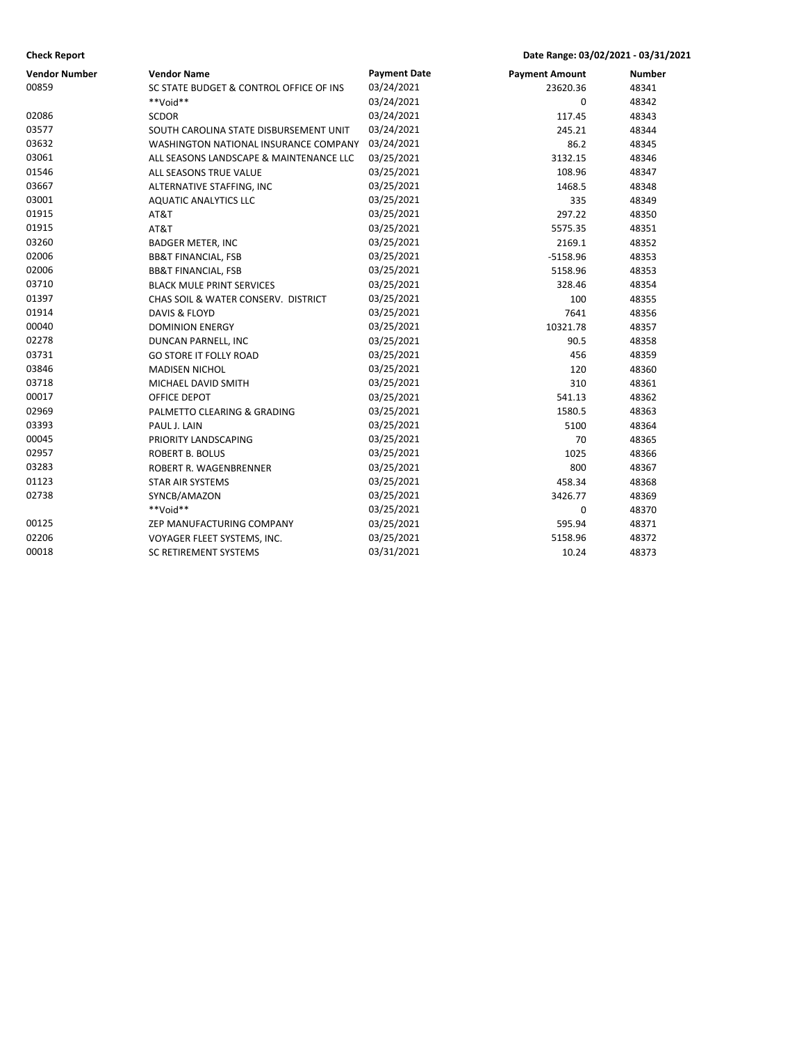**Check Report**

**Date Range: 03/02/2021 - 03/31/2021**

| Vendor Number | Vendor Name | Payment Date | Payment Amount | Number |
|---|---|---|---|---|
| 00859 | SC STATE BUDGET & CONTROL OFFICE OF INS | 03/24/2021 | 23620.36 | 48341 |
| | **Void** | 03/24/2021 | 0 | 48342 |
| 02086 | SCDOR | 03/24/2021 | 117.45 | 48343 |
| 03577 | SOUTH CAROLINA STATE DISBURSEMENT UNIT | 03/24/2021 | 245.21 | 48344 |
| 03632 | WASHINGTON NATIONAL INSURANCE COMPANY | 03/24/2021 | 86.2 | 48345 |
| 03061 | ALL SEASONS LANDSCAPE & MAINTENANCE LLC | 03/25/2021 | 3132.15 | 48346 |
| 01546 | ALL SEASONS TRUE VALUE | 03/25/2021 | 108.96 | 48347 |
| 03667 | ALTERNATIVE STAFFING, INC | 03/25/2021 | 1468.5 | 48348 |
| 03001 | AQUATIC ANALYTICS LLC | 03/25/2021 | 335 | 48349 |
| 01915 | AT&T | 03/25/2021 | 297.22 | 48350 |
| 01915 | AT&T | 03/25/2021 | 5575.35 | 48351 |
| 03260 | BADGER METER, INC | 03/25/2021 | 2169.1 | 48352 |
| 02006 | BB&T FINANCIAL, FSB | 03/25/2021 | -5158.96 | 48353 |
| 02006 | BB&T FINANCIAL, FSB | 03/25/2021 | 5158.96 | 48353 |
| 03710 | BLACK MULE PRINT SERVICES | 03/25/2021 | 328.46 | 48354 |
| 01397 | CHAS SOIL & WATER CONSERV. DISTRICT | 03/25/2021 | 100 | 48355 |
| 01914 | DAVIS & FLOYD | 03/25/2021 | 7641 | 48356 |
| 00040 | DOMINION ENERGY | 03/25/2021 | 10321.78 | 48357 |
| 02278 | DUNCAN PARNELL, INC | 03/25/2021 | 90.5 | 48358 |
| 03731 | GO STORE IT FOLLY ROAD | 03/25/2021 | 456 | 48359 |
| 03846 | MADISEN NICHOL | 03/25/2021 | 120 | 48360 |
| 03718 | MICHAEL DAVID SMITH | 03/25/2021 | 310 | 48361 |
| 00017 | OFFICE DEPOT | 03/25/2021 | 541.13 | 48362 |
| 02969 | PALMETTO CLEARING & GRADING | 03/25/2021 | 1580.5 | 48363 |
| 03393 | PAUL J. LAIN | 03/25/2021 | 5100 | 48364 |
| 00045 | PRIORITY LANDSCAPING | 03/25/2021 | 70 | 48365 |
| 02957 | ROBERT B. BOLUS | 03/25/2021 | 1025 | 48366 |
| 03283 | ROBERT R. WAGENBRENNER | 03/25/2021 | 800 | 48367 |
| 01123 | STAR AIR SYSTEMS | 03/25/2021 | 458.34 | 48368 |
| 02738 | SYNCB/AMAZON | 03/25/2021 | 3426.77 | 48369 |
| | **Void** | 03/25/2021 | 0 | 48370 |
| 00125 | ZEP MANUFACTURING COMPANY | 03/25/2021 | 595.94 | 48371 |
| 02206 | VOYAGER FLEET SYSTEMS, INC. | 03/25/2021 | 5158.96 | 48372 |
| 00018 | SC RETIREMENT SYSTEMS | 03/31/2021 | 10.24 | 48373 |